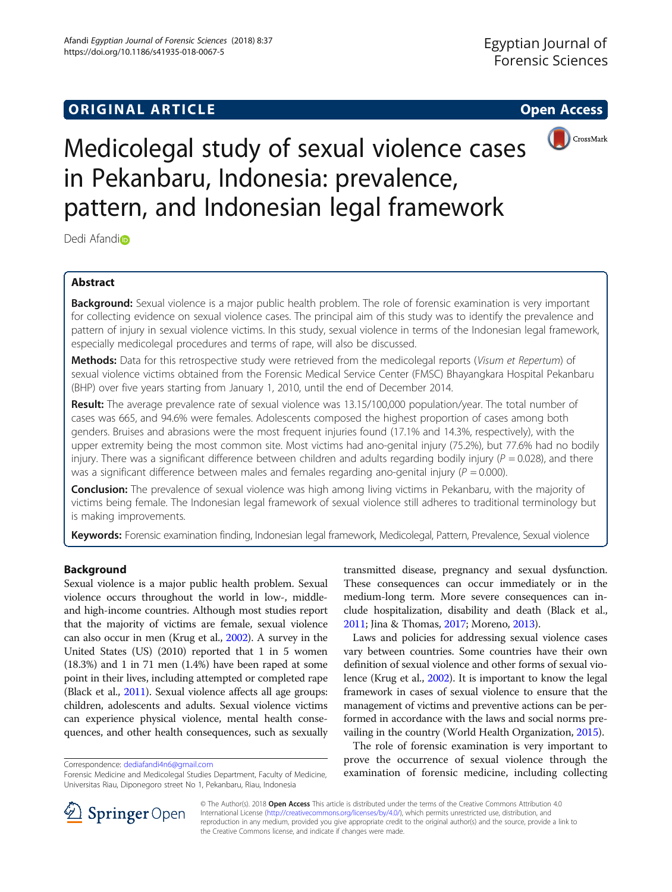ORIGINAL ARTICLE | Open Access

# Medicolegal study of sexual violence cases in Pekanbaru, Indonesia: prevalence, pattern, and Indonesian legal framework

Dedi Afandi

## Abstract

**Background:** Sexual violence is a major public health problem. The role of forensic examination is very important for collecting evidence on sexual violence cases. The principal aim of this study was to identify the prevalence and pattern of injury in sexual violence victims. In this study, sexual violence in terms of the Indonesian legal framework, especially medicolegal procedures and terms of rape, will also be discussed.

**Methods:** Data for this retrospective study were retrieved from the medicolegal reports (*Visum et Repertum*) of sexual violence victims obtained from the Forensic Medical Service Center (FMSC) Bhayangkara Hospital Pekanbaru (BHP) over five years starting from January 1, 2010, until the end of December 2014.

**Result:** The average prevalence rate of sexual violence was 13.15/100,000 population/year. The total number of cases was 665, and 94.6% were females. Adolescents composed the highest proportion of cases among both genders. Bruises and abrasions were the most frequent injuries found (17.1% and 14.3%, respectively), with the upper extremity being the most common site. Most victims had ano-genital injury (75.2%), but 77.6% had no bodily injury. There was a significant difference between children and adults regarding bodily injury ($P = 0.028$), and there was a significant difference between males and females regarding ano-genital injury ($P = 0.000$).

**Conclusion:** The prevalence of sexual violence was high among living victims in Pekanbaru, with the majority of victims being female. The Indonesian legal framework of sexual violence still adheres to traditional terminology but is making improvements.

**Keywords:** Forensic examination finding, Indonesian legal framework, Medicolegal, Pattern, Prevalence, Sexual violence

## Background

Sexual violence is a major public health problem. Sexual violence occurs throughout the world in low-, middle- and high-income countries. Although most studies report that the majority of victims are female, sexual violence can also occur in men (Krug et al., 2002). A survey in the United States (US) (2010) reported that 1 in 5 women (18.3%) and 1 in 71 men (1.4%) have been raped at some point in their lives, including attempted or completed rape (Black et al., 2011). Sexual violence affects all age groups: children, adolescents and adults. Sexual violence victims can experience physical violence, mental health consequences, and other health consequences, such as sexually transmitted disease, pregnancy and sexual dysfunction. These consequences can occur immediately or in the medium-long term. More severe consequences can include hospitalization, disability and death (Black et al., 2011; Jina & Thomas, 2017; Moreno, 2013).

Laws and policies for addressing sexual violence cases vary between countries. Some countries have their own definition of sexual violence and other forms of sexual violence (Krug et al., 2002). It is important to know the legal framework in cases of sexual violence to ensure that the management of victims and preventive actions can be performed in accordance with the laws and social norms prevailing in the country (World Health Organization, 2015).

The role of forensic examination is very important to prove the occurrence of sexual violence through the examination of forensic medicine, including collecting

Correspondence: dediafandi4n6@gmail.com
Forensic Medicine and Medicolegal Studies Department, Faculty of Medicine, Universitas Riau, Diponegoro street No 1, Pekanbaru, Riau, Indonesia

© The Author(s). 2018 **Open Access** This article is distributed under the terms of the Creative Commons Attribution 4.0 International License (http://creativecommons.org/licenses/by/4.0/), which permits unrestricted use, distribution, and reproduction in any medium, provided you give appropriate credit to the original author(s) and the source, provide a link to the Creative Commons license, and indicate if changes were made.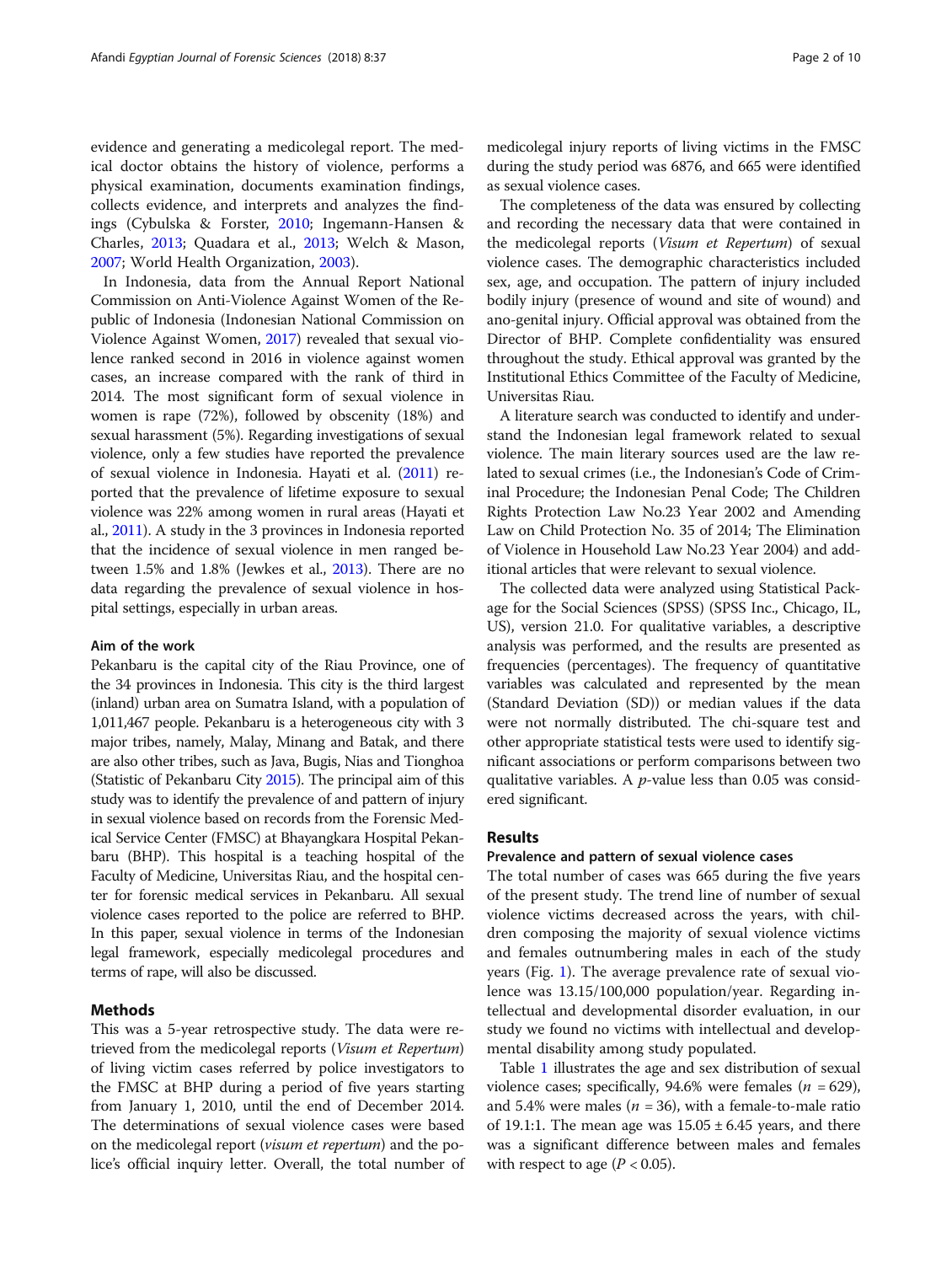evidence and generating a medicolegal report. The medical doctor obtains the history of violence, performs a physical examination, documents examination findings, collects evidence, and interprets and analyzes the findings (Cybulska & Forster, 2010; Ingemann-Hansen & Charles, 2013; Quadara et al., 2013; Welch & Mason, 2007; World Health Organization, 2003).

In Indonesia, data from the Annual Report National Commission on Anti-Violence Against Women of the Republic of Indonesia (Indonesian National Commission on Violence Against Women, 2017) revealed that sexual violence ranked second in 2016 in violence against women cases, an increase compared with the rank of third in 2014. The most significant form of sexual violence in women is rape (72%), followed by obscenity (18%) and sexual harassment (5%). Regarding investigations of sexual violence, only a few studies have reported the prevalence of sexual violence in Indonesia. Hayati et al. (2011) reported that the prevalence of lifetime exposure to sexual violence was 22% among women in rural areas (Hayati et al., 2011). A study in the 3 provinces in Indonesia reported that the incidence of sexual violence in men ranged between 1.5% and 1.8% (Jewkes et al., 2013). There are no data regarding the prevalence of sexual violence in hospital settings, especially in urban areas.

### Aim of the work

Pekanbaru is the capital city of the Riau Province, one of the 34 provinces in Indonesia. This city is the third largest (inland) urban area on Sumatra Island, with a population of 1,011,467 people. Pekanbaru is a heterogeneous city with 3 major tribes, namely, Malay, Minang and Batak, and there are also other tribes, such as Java, Bugis, Nias and Tionghoa (Statistic of Pekanbaru City 2015). The principal aim of this study was to identify the prevalence of and pattern of injury in sexual violence based on records from the Forensic Medical Service Center (FMSC) at Bhayangkara Hospital Pekanbaru (BHP). This hospital is a teaching hospital of the Faculty of Medicine, Universitas Riau, and the hospital center for forensic medical services in Pekanbaru. All sexual violence cases reported to the police are referred to BHP. In this paper, sexual violence in terms of the Indonesian legal framework, especially medicolegal procedures and terms of rape, will also be discussed.

## Methods

This was a 5-year retrospective study. The data were retrieved from the medicolegal reports (*Visum et Repertum*) of living victim cases referred by police investigators to the FMSC at BHP during a period of five years starting from January 1, 2010, until the end of December 2014. The determinations of sexual violence cases were based on the medicolegal report (*visum et repertum*) and the police's official inquiry letter. Overall, the total number of medicolegal injury reports of living victims in the FMSC during the study period was 6876, and 665 were identified as sexual violence cases.

The completeness of the data was ensured by collecting and recording the necessary data that were contained in the medicolegal reports (*Visum et Repertum*) of sexual violence cases. The demographic characteristics included sex, age, and occupation. The pattern of injury included bodily injury (presence of wound and site of wound) and ano-genital injury. Official approval was obtained from the Director of BHP. Complete confidentiality was ensured throughout the study. Ethical approval was granted by the Institutional Ethics Committee of the Faculty of Medicine, Universitas Riau.

A literature search was conducted to identify and understand the Indonesian legal framework related to sexual violence. The main literary sources used are the law related to sexual crimes (i.e., the Indonesian's Code of Criminal Procedure; the Indonesian Penal Code; The Children Rights Protection Law No.23 Year 2002 and Amending Law on Child Protection No. 35 of 2014; The Elimination of Violence in Household Law No.23 Year 2004) and additional articles that were relevant to sexual violence.

The collected data were analyzed using Statistical Package for the Social Sciences (SPSS) (SPSS Inc., Chicago, IL, US), version 21.0. For qualitative variables, a descriptive analysis was performed, and the results are presented as frequencies (percentages). The frequency of quantitative variables was calculated and represented by the mean (Standard Deviation (SD)) or median values if the data were not normally distributed. The chi-square test and other appropriate statistical tests were used to identify significant associations or perform comparisons between two qualitative variables. A $p$-value less than 0.05 was considered significant.

## Results

### Prevalence and pattern of sexual violence cases

The total number of cases was 665 during the five years of the present study. The trend line of number of sexual violence victims decreased across the years, with children composing the majority of sexual violence victims and females outnumbering males in each of the study years (Fig. 1). The average prevalence rate of sexual violence was 13.15/100,000 population/year. Regarding intellectual and developmental disorder evaluation, in our study we found no victims with intellectual and developmental disability among study populated.

Table 1 illustrates the age and sex distribution of sexual violence cases; specifically, 94.6% were females ($n = 629$), and 5.4% were males ($n = 36$), with a female-to-male ratio of 19.1:1. The mean age was $15.05 \pm 6.45$ years, and there was a significant difference between males and females with respect to age ($P < 0.05$).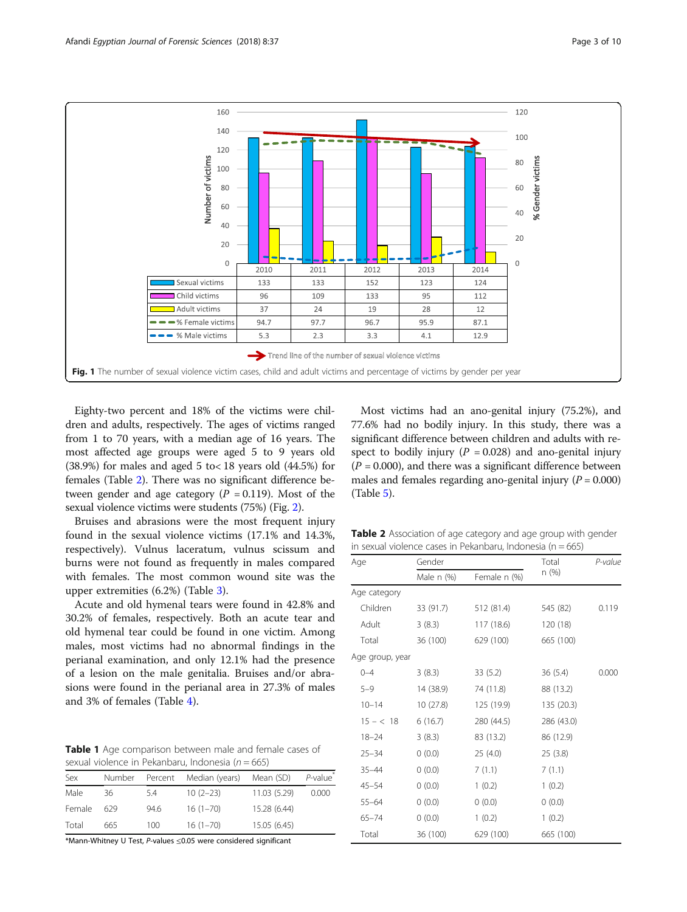| | 2010 | 2011 | 2012 | 2013 | 2014 |
|---|---|---|---|---|---|
| Sexual victims | 133 | 133 | 152 | 123 | 124 |
| Child victims | 96 | 109 | 133 | 95 | 112 |
| Adult victims | 37 | 24 | 19 | 28 | 12 |
| % Female victims | 94.7 | 97.7 | 96.7 | 95.9 | 87.1 |
| % Male victims | 5.3 | 2.3 | 3.3 | 4.1 | 12.9 |

Trend line of the number of sexual violence victims

**Fig. 1** The number of sexual violence victim cases, child and adult victims and percentage of victims by gender per year

Eighty-two percent and 18% of the victims were children and adults, respectively. The ages of victims ranged from 1 to 70 years, with a median age of 16 years. The most affected age groups were aged 5 to 9 years old (38.9%) for males and aged 5 to< 18 years old (44.5%) for females (Table 2). There was no significant difference between gender and age category ($P$ = 0.119). Most of the sexual violence victims were students (75%) (Fig. 2).

Bruises and abrasions were the most frequent injury found in the sexual violence victims (17.1% and 14.3%, respectively). Vulnus laceratum, vulnus scissum and burns were not found as frequently in males compared with females. The most common wound site was the upper extremities (6.2%) (Table 3).

Acute and old hymenal tears were found in 42.8% and 30.2% of females, respectively. Both an acute tear and old hymenal tear could be found in one victim. Among males, most victims had no abnormal findings in the perianal examination, and only 12.1% had the presence of a lesion on the male genitalia. Bruises and/or abrasions were found in the perianal area in 27.3% of males and 3% of females (Table 4).

**Table 1** Age comparison between male and female cases of sexual violence in Pekanbaru, Indonesia ($n$ = 665)

| Sex | Number | Percent | Median (years) | Mean (SD) | P-value* |
|---|---|---|---|---|---|
| Male | 36 | 5.4 | 10 (2–23) | 11.03 (5.29) | 0.000 |
| Female | 629 | 94.6 | 16 (1–70) | 15.28 (6.44) | |
| Total | 665 | 100 | 16 (1–70) | 15.05 (6.45) | |

*Mann-Whitney U Test, $P$-values ≤0.05 were considered significant

Most victims had an ano-genital injury (75.2%), and 77.6% had no bodily injury. In this study, there was a significant difference between children and adults with respect to bodily injury ($P$ = 0.028) and ano-genital injury ($P$ = 0.000), and there was a significant difference between males and females regarding ano-genital injury ($P$ = 0.000) (Table 5).

**Table 2** Association of age category and age group with gender in sexual violence cases in Pekanbaru, Indonesia (n = 665)

| Age | Gender | | Total n (%) | P-value |
|---|---|---|---|---|
| | Male n (%) | Female n (%) | | |
| Age category | | | | |
| Children | 33 (91.7) | 512 (81.4) | 545 (82) | 0.119 |
| Adult | 3 (8.3) | 117 (18.6) | 120 (18) | |
| Total | 36 (100) | 629 (100) | 665 (100) | |
| Age group, year | | | | |
| 0–4 | 3 (8.3) | 33 (5.2) | 36 (5.4) | 0.000 |
| 5–9 | 14 (38.9) | 74 (11.8) | 88 (13.2) | |
| 10–14 | 10 (27.8) | 125 (19.9) | 135 (20.3) | |
| 15 – < 18 | 6 (16.7) | 280 (44.5) | 286 (43.0) | |
| 18–24 | 3 (8.3) | 83 (13.2) | 86 (12.9) | |
| 25–34 | 0 (0.0) | 25 (4.0) | 25 (3.8) | |
| 35–44 | 0 (0.0) | 7 (1.1) | 7 (1.1) | |
| 45–54 | 0 (0.0) | 1 (0.2) | 1 (0.2) | |
| 55–64 | 0 (0.0) | 0 (0.0) | 0 (0.0) | |
| 65–74 | 0 (0.0) | 1 (0.2) | 1 (0.2) | |
| Total | 36 (100) | 629 (100) | 665 (100) | |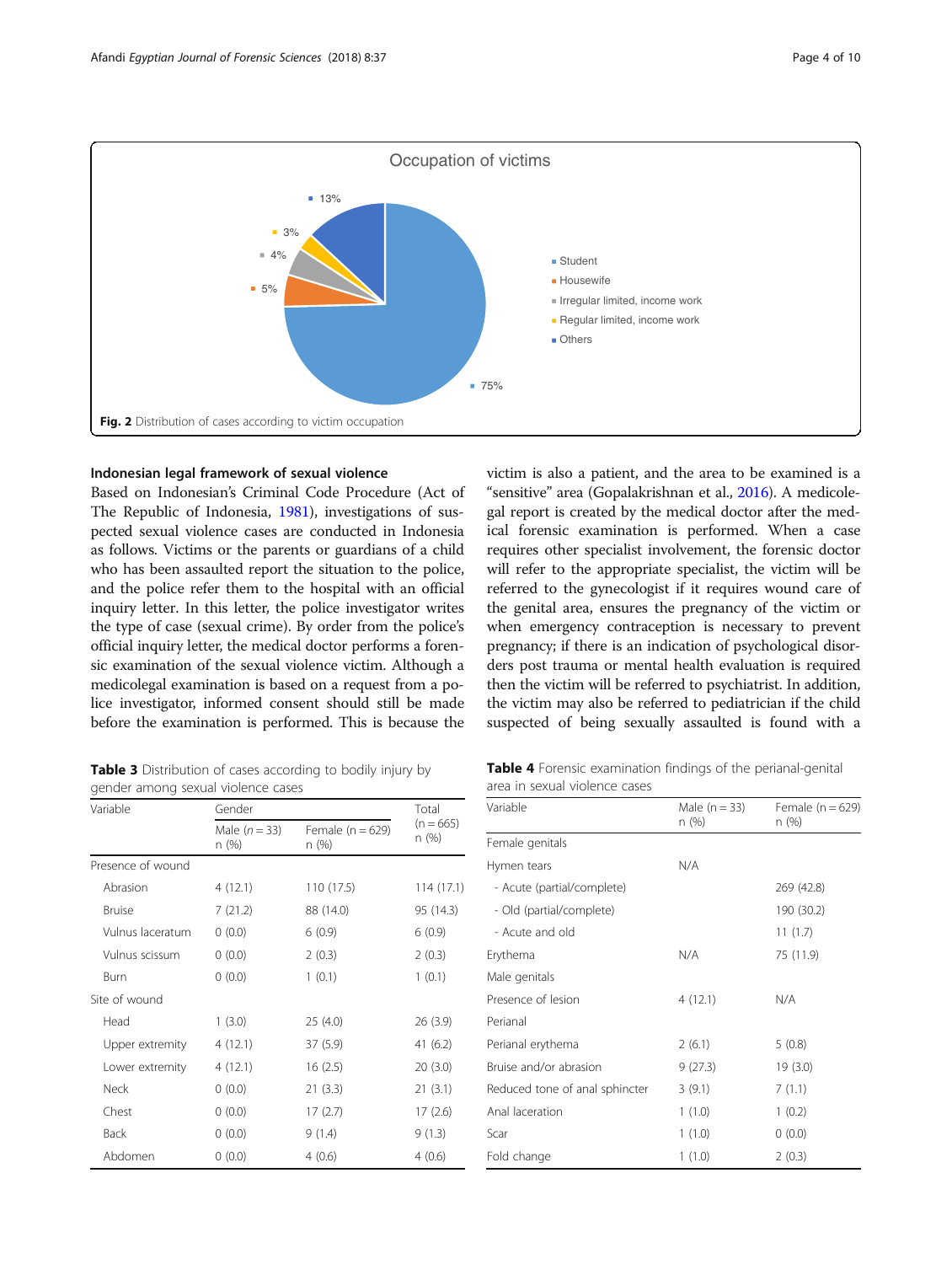Fig. 2 Distribution of cases according to victim occupation

### Indonesian legal framework of sexual violence

Based on Indonesian's Criminal Code Procedure (Act of The Republic of Indonesia, 1981), investigations of suspected sexual violence cases are conducted in Indonesia as follows. Victims or the parents or guardians of a child who has been assaulted report the situation to the police, and the police refer them to the hospital with an official inquiry letter. In this letter, the police investigator writes the type of case (sexual crime). By order from the police's official inquiry letter, the medical doctor performs a forensic examination of the sexual violence victim. Although a medicolegal examination is based on a request from a police investigator, informed consent should still be made before the examination is performed. This is because the victim is also a patient, and the area to be examined is a "sensitive" area (Gopalakrishnan et al., 2016). A medicolegal report is created by the medical doctor after the medical forensic examination is performed. When a case requires other specialist involvement, the forensic doctor will refer to the appropriate specialist, the victim will be referred to the gynecologist if it requires wound care of the genital area, ensures the pregnancy of the victim or when emergency contraception is necessary to prevent pregnancy; if there is an indication of psychological disorders post trauma or mental health evaluation is required then the victim will be referred to psychiatrist. In addition, the victim may also be referred to pediatrician if the child suspected of being sexually assaulted is found with a

**Table 3** Distribution of cases according to bodily injury by gender among sexual violence cases

| Variable | Gender | | Total (n = 665) n (%) |
|---|---|---|---|
| | Male (*n* = 33) n (%) | Female (n = 629) n (%) | |
| Presence of wound | | | |
| Abrasion | 4 (12.1) | 110 (17.5) | 114 (17.1) |
| Bruise | 7 (21.2) | 88 (14.0) | 95 (14.3) |
| Vulnus laceratum | 0 (0.0) | 6 (0.9) | 6 (0.9) |
| Vulnus scissum | 0 (0.0) | 2 (0.3) | 2 (0.3) |
| Burn | 0 (0.0) | 1 (0.1) | 1 (0.1) |
| Site of wound | | | |
| Head | 1 (3.0) | 25 (4.0) | 26 (3.9) |
| Upper extremity | 4 (12.1) | 37 (5.9) | 41 (6.2) |
| Lower extremity | 4 (12.1) | 16 (2.5) | 20 (3.0) |
| Neck | 0 (0.0) | 21 (3.3) | 21 (3.1) |
| Chest | 0 (0.0) | 17 (2.7) | 17 (2.6) |
| Back | 0 (0.0) | 9 (1.4) | 9 (1.3) |
| Abdomen | 0 (0.0) | 4 (0.6) | 4 (0.6) |

**Table 4** Forensic examination findings of the perianal-genital area in sexual violence cases

| Variable | Male (n = 33) n (%) | Female (n = 629) n (%) |
|---|---|---|
| Female genitals | | |
| Hymen tears | N/A | |
| - Acute (partial/complete) | | 269 (42.8) |
| - Old (partial/complete) | | 190 (30.2) |
| - Acute and old | | 11 (1.7) |
| Erythema | N/A | 75 (11.9) |
| Male genitals | | |
| Presence of lesion | 4 (12.1) | N/A |
| Perianal | | |
| Perianal erythema | 2 (6.1) | 5 (0.8) |
| Bruise and/or abrasion | 9 (27.3) | 19 (3.0) |
| Reduced tone of anal sphincter | 3 (9.1) | 7 (1.1) |
| Anal laceration | 1 (1.0) | 1 (0.2) |
| Scar | 1 (1.0) | 0 (0.0) |
| Fold change | 1 (1.0) | 2 (0.3) |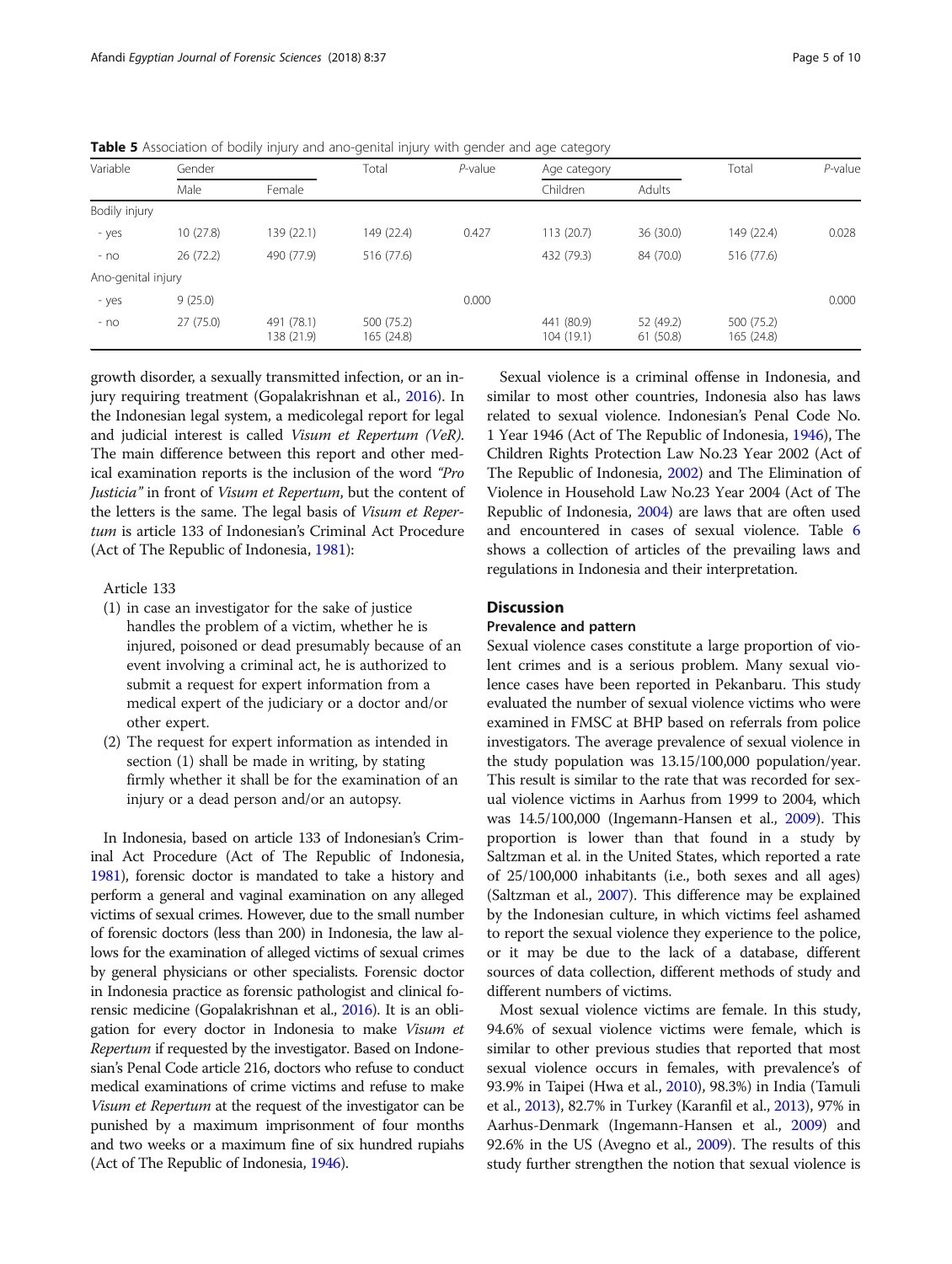**Table 5** Association of bodily injury and ano-genital injury with gender and age category

| Variable | Gender | | Total | *P*-value | Age category | | Total | *P*-value |
|---|---|---|---|---|---|---|---|---|
| | Male | Female | | | Children | Adults | | |
| Bodily injury | | | | | | | | |
| - yes | 10 (27.8) | 139 (22.1) | 149 (22.4) | 0.427 | 113 (20.7) | 36 (30.0) | 149 (22.4) | 0.028 |
| - no | 26 (72.2) | 490 (77.9) | 516 (77.6) | | 432 (79.3) | 84 (70.0) | 516 (77.6) | |
| Ano-genital injury | | | | | | | | |
| - yes | 9 (25.0) | | | 0.000 | | | | 0.000 |
| - no | 27 (75.0) | 491 (78.1) 138 (21.9) | 500 (75.2) 165 (24.8) | | 441 (80.9) 104 (19.1) | 52 (49.2) 61 (50.8) | 500 (75.2) 165 (24.8) | |

growth disorder, a sexually transmitted infection, or an injury requiring treatment (Gopalakrishnan et al., 2016). In the Indonesian legal system, a medicolegal report for legal and judicial interest is called *Visum et Repertum (VeR)*. The main difference between this report and other medical examination reports is the inclusion of the word *"Pro Justicia"* in front of *Visum et Repertum*, but the content of the letters is the same. The legal basis of *Visum et Repertum* is article 133 of Indonesian's Criminal Act Procedure (Act of The Republic of Indonesia, 1981):

Article 133

(1) in case an investigator for the sake of justice handles the problem of a victim, whether he is injured, poisoned or dead presumably because of an event involving a criminal act, he is authorized to submit a request for expert information from a medical expert of the judiciary or a doctor and/or other expert.
(2) The request for expert information as intended in section (1) shall be made in writing, by stating firmly whether it shall be for the examination of an injury or a dead person and/or an autopsy.

In Indonesia, based on article 133 of Indonesian's Criminal Act Procedure (Act of The Republic of Indonesia, 1981), forensic doctor is mandated to take a history and perform a general and vaginal examination on any alleged victims of sexual crimes. However, due to the small number of forensic doctors (less than 200) in Indonesia, the law allows for the examination of alleged victims of sexual crimes by general physicians or other specialists. Forensic doctor in Indonesia practice as forensic pathologist and clinical forensic medicine (Gopalakrishnan et al., 2016). It is an obligation for every doctor in Indonesia to make *Visum et Repertum* if requested by the investigator. Based on Indonesian's Penal Code article 216, doctors who refuse to conduct medical examinations of crime victims and refuse to make *Visum et Repertum* at the request of the investigator can be punished by a maximum imprisonment of four months and two weeks or a maximum fine of six hundred rupiahs (Act of The Republic of Indonesia, 1946).

Sexual violence is a criminal offense in Indonesia, and similar to most other countries, Indonesia also has laws related to sexual violence. Indonesian's Penal Code No. 1 Year 1946 (Act of The Republic of Indonesia, 1946), The Children Rights Protection Law No.23 Year 2002 (Act of The Republic of Indonesia, 2002) and The Elimination of Violence in Household Law No.23 Year 2004 (Act of The Republic of Indonesia, 2004) are laws that are often used and encountered in cases of sexual violence. Table 6 shows a collection of articles of the prevailing laws and regulations in Indonesia and their interpretation.

## Discussion

### Prevalence and pattern

Sexual violence cases constitute a large proportion of violent crimes and is a serious problem. Many sexual violence cases have been reported in Pekanbaru. This study evaluated the number of sexual violence victims who were examined in FMSC at BHP based on referrals from police investigators. The average prevalence of sexual violence in the study population was 13.15/100,000 population/year. This result is similar to the rate that was recorded for sexual violence victims in Aarhus from 1999 to 2004, which was 14.5/100,000 (Ingemann-Hansen et al., 2009). This proportion is lower than that found in a study by Saltzman et al. in the United States, which reported a rate of 25/100,000 inhabitants (i.e., both sexes and all ages) (Saltzman et al., 2007). This difference may be explained by the Indonesian culture, in which victims feel ashamed to report the sexual violence they experience to the police, or it may be due to the lack of a database, different sources of data collection, different methods of study and different numbers of victims.

Most sexual violence victims are female. In this study, 94.6% of sexual violence victims were female, which is similar to other previous studies that reported that most sexual violence occurs in females, with prevalence's of 93.9% in Taipei (Hwa et al., 2010), 98.3%) in India (Tamuli et al., 2013), 82.7% in Turkey (Karanfil et al., 2013), 97% in Aarhus-Denmark (Ingemann-Hansen et al., 2009) and 92.6% in the US (Avegno et al., 2009). The results of this study further strengthen the notion that sexual violence is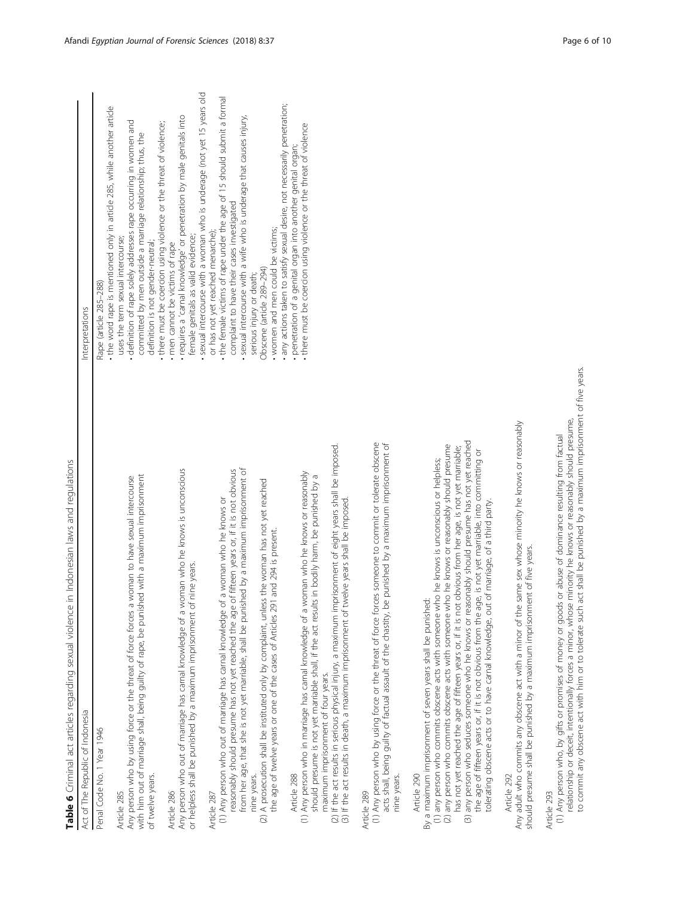**Table 6** Criminal act articles regarding sexual violence in Indonesian laws and regulations

| Act of The Republic of Indonesia | Interpretations |
| --- | --- |
| Penal Code No. 1 Year 1946<br><br>Article 285<br>Any person who by using force or the threat of force forces a woman to have sexual intercourse with him out of marriage shall, being guilty of rape, be punished with a maximum imprisonment of twelve years.<br><br>Article 286<br>Any person who out of marriage has carnal knowledge of a woman who he knows is unconscious or helpless shall be punished by a maximum imprisonment of nine years.<br><br>Article 287<br>(1) Any person who out of marriage has carnal knowledge of a woman who he knows or reasonably should presume has not yet reached the age of fifteen years or, if it is not obvious from her age, that she is not yet marriable, shall be punished by a maximum imprisonment of nine years.<br>(2) A prosecution shall be instituted only by complaint, unless the woman has not yet reached the age of twelve years or one of the cases of Articles 291 and 294 is present.<br><br>Article 288<br>(1) Any person who in marriage has carnal knowledge of a woman who he knows or reasonably should presume is not yet marriable shall, if the act results in bodily harm, be punished by a maximum imprisonment of four years.<br>(2) If the act results in serious physical injury, a maximum imprisonment of eight years shall be imposed.<br>(3) If the act results in death, a maximum imprisonment of twelve years shall be imposed.<br><br>Article 289<br>(1) Any person who by using force or the threat of force forces someone to commit or tolerate obscene acts shall, being guilty of factual assault of the chastity, be punished by a maximum imprisonment of nine years.<br><br>Article 290<br>By a maximum imprisonment of seven years shall be punished:<br>(1) any person who commits obscene acts with someone who he knows is unconscious or helpless;<br>(2) any person who commits obscene acts with someone who he knows or reasonably should presume has not yet reached the age of fifteen years or, if it is not obvious from her age, is not yet marriable;<br>(3) any person who seduces someone who he knows or reasonably should presume has not yet reached the age of fifteen years or, if it is not obvious from the age, is not yet marriable, into committing or tolerating obscene acts or to have carnal knowledge, out of marriage, of a third party.<br><br>Article 292<br>Any adult who commits any obscene act with a minor of the same sex whose minority he knows or reasonably should presume shall be punished by a maximum imprisonment of five years.<br><br>Article 293<br>(1) Any person who, by gifts or promises of money or goods or abuse of dominance resulting from factual relationship or deceit, intentionally forces a minor, whose minority he knows or reasonably should presume, to commit any obscene act with him or to tolerate such act shall be punished by a maximum imprisonment of five years. | Rape (article 285–288)<br>• the word rape is mentioned only in article 285, while another article uses the term sexual intercourse;<br>• definition of rape solely addresses rape occurring in women and committed by men outside a marriage relationship; thus, the definition is not gender-neutral;<br>• there must be coercion using violence or the threat of violence;<br>• men cannot be victims of rape<br>• requires a 'carnal knowledge' or penetration by male genitals into female genitals as valid evidence;<br>• sexual intercourse with a woman who is underage (not yet 15 years old or has not yet reached menarche);<br>• the female victims of rape under the age of 15 should submit a formal complaint to have their cases investigated<br>• sexual intercourse with a wife who is underage that causes injury, serious injury or death;<br>Obscene (article 289–294)<br>• women and men could be victims;<br>• any actions taken to satisfy sexual desire, not necessarily penetration;<br>• penetration of a genital organ into another genital organ;<br>• there must be coercion using violence or the threat of violence |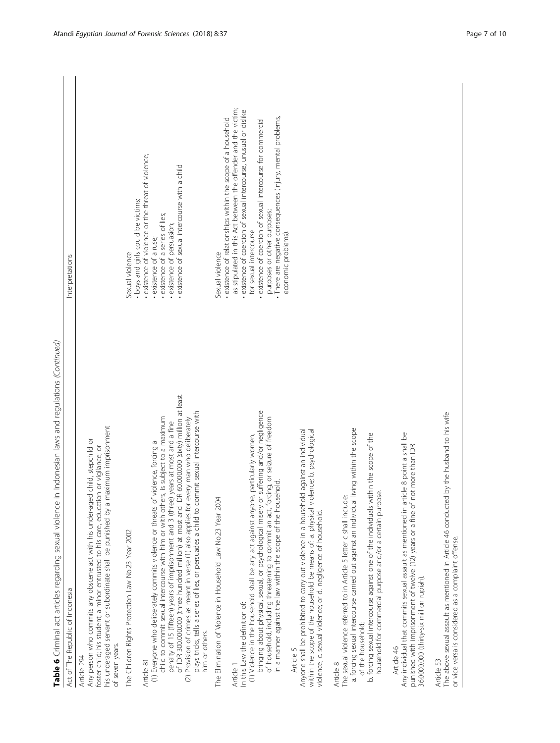**Table 6** Criminal act articles regarding sexual violence in Indonesian laws and regulations *(Continued)*

| Act of The Republic of Indonesia | Interpretations |
| --- | --- |
| Article 294<br>Any person who commits any obscene act with his under-aged child, stepchild or foster child; his student; a minor entrusted to his care, education or vigilance; or his underaged servant or subordinate shall be punished by a maximum imprisonment of seven years. | |
| The Children Rights Protection Law No.23 Year 2002<br><br>Article 81<br>(1) Everyone who deliberately commits violence or threats of violence, forcing a child to commit sexual intercourse with him or with others, is subject to a maximum penalty of 15 (fifteen) years of imprisonment and 3 (three) years at most and a fine of IDR 300,000,000 (three hundred million) at most and IDR 60,000,000 (sixty) million at least.<br>(2) Provision of crimes as meant in verse (1) also applies for every man who deliberately plays tricks, tells a series of lies, or persuades a child to commit sexual intercourse with him or others. | Sexual violence<br>• boys and girls could be victims;<br>• existence of violence or the threat of violence;<br>• existence of a ruse;<br>• existence of a series of lies;<br>• existence of persuasion;<br>• existence of sexual intercourse with a child |
| The Elimination of Violence in Household Law No.23 Year 2004<br><br>Article 1<br>In this Law the definition of:<br>(1) Violence in the household shall be any act against anyone, particularly women, bringing about physical, sexual, or psychological misery or suffering and/or negligence of household, including threatening to commit an act, forcing, or seizure of freedom in a manner against the law within the scope of the household.<br><br>Article 5<br>Anyone shall be prohibited to carry out violence in a household against an individual within the scope of the household be means of; a. physical violence; b. psychological violence; c. sexual violence; or d. negligence of household.<br><br>Article 8<br>The sexual violence referred to in Article 5 letter c shall include:<br>a. forcing sexual intercourse carried out against an individual living within the scope of the household;<br>b. forcing sexual intercourse against one of the individuals within the scope of the household for commercial purpose and/or a certain purpose.<br><br>Article 46<br>Any individual that commits sexual assault as mentioned in article 8 point a shall be punished with imprisonment of twelve (12) years or a fine of not more than IDR 36,000,000 (thirty-six million rupiah).<br><br>Article 53<br>The above sexual assault as mentioned in Article 46 conducted by the husband to his wife or vice versa is considered as a complaint offense. | Sexual violence<br>• existence of relationships within the scope of a household as stipulated in this Act between the offender and the victim;<br>• existence of coercion of sexual intercourse, unusual or dislike for sexual intercourse<br>• existence of coercion of sexual intercourse for commercial purposes or other purposes;<br>• There are negative consequences (injury, mental problems, economic problems). |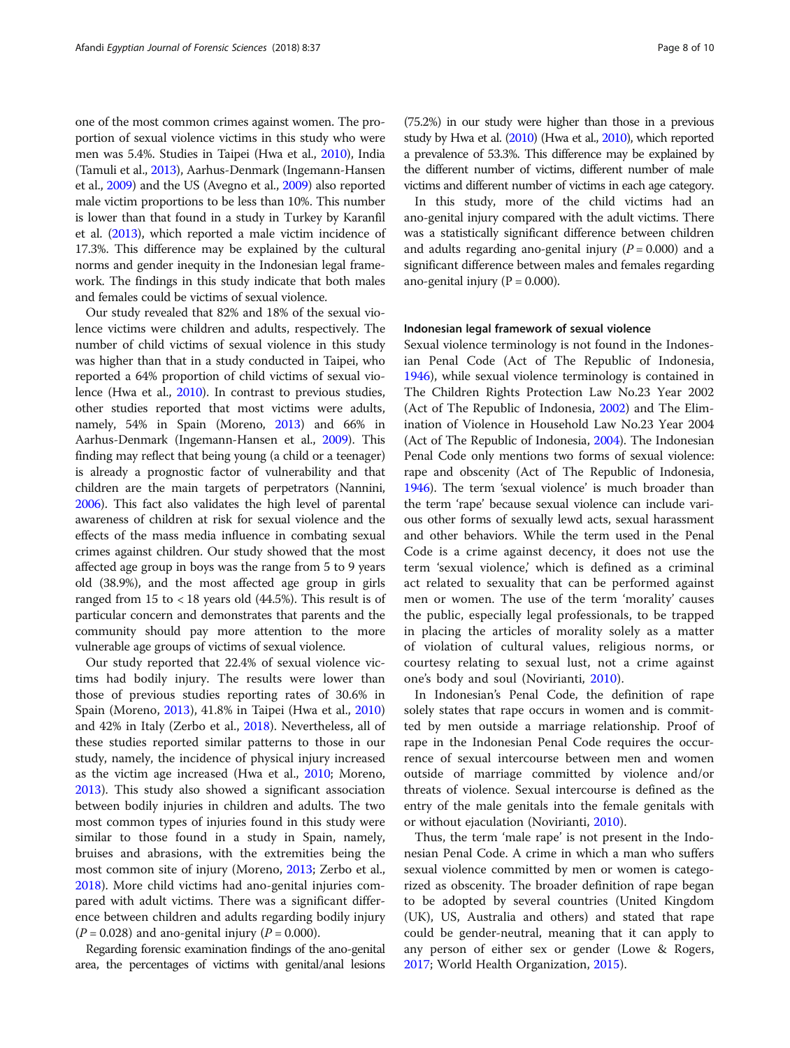one of the most common crimes against women. The proportion of sexual violence victims in this study who were men was 5.4%. Studies in Taipei (Hwa et al., 2010), India (Tamuli et al., 2013), Aarhus-Denmark (Ingemann-Hansen et al., 2009) and the US (Avegno et al., 2009) also reported male victim proportions to be less than 10%. This number is lower than that found in a study in Turkey by Karanfil et al. (2013), which reported a male victim incidence of 17.3%. This difference may be explained by the cultural norms and gender inequity in the Indonesian legal framework. The findings in this study indicate that both males and females could be victims of sexual violence.

Our study revealed that 82% and 18% of the sexual violence victims were children and adults, respectively. The number of child victims of sexual violence in this study was higher than that in a study conducted in Taipei, who reported a 64% proportion of child victims of sexual violence (Hwa et al., 2010). In contrast to previous studies, other studies reported that most victims were adults, namely, 54% in Spain (Moreno, 2013) and 66% in Aarhus-Denmark (Ingemann-Hansen et al., 2009). This finding may reflect that being young (a child or a teenager) is already a prognostic factor of vulnerability and that children are the main targets of perpetrators (Nannini, 2006). This fact also validates the high level of parental awareness of children at risk for sexual violence and the effects of the mass media influence in combating sexual crimes against children. Our study showed that the most affected age group in boys was the range from 5 to 9 years old (38.9%), and the most affected age group in girls ranged from 15 to < 18 years old (44.5%). This result is of particular concern and demonstrates that parents and the community should pay more attention to the more vulnerable age groups of victims of sexual violence.

Our study reported that 22.4% of sexual violence victims had bodily injury. The results were lower than those of previous studies reporting rates of 30.6% in Spain (Moreno, 2013), 41.8% in Taipei (Hwa et al., 2010) and 42% in Italy (Zerbo et al., 2018). Nevertheless, all of these studies reported similar patterns to those in our study, namely, the incidence of physical injury increased as the victim age increased (Hwa et al., 2010; Moreno, 2013). This study also showed a significant association between bodily injuries in children and adults. The two most common types of injuries found in this study were similar to those found in a study in Spain, namely, bruises and abrasions, with the extremities being the most common site of injury (Moreno, 2013; Zerbo et al., 2018). More child victims had ano-genital injuries compared with adult victims. There was a significant difference between children and adults regarding bodily injury ($P = 0.028$) and ano-genital injury ($P = 0.000$).

Regarding forensic examination findings of the ano-genital area, the percentages of victims with genital/anal lesions (75.2%) in our study were higher than those in a previous study by Hwa et al. (2010) (Hwa et al., 2010), which reported a prevalence of 53.3%. This difference may be explained by the different number of victims, different number of male victims and different number of victims in each age category.

In this study, more of the child victims had an ano-genital injury compared with the adult victims. There was a statistically significant difference between children and adults regarding ano-genital injury ($P = 0.000$) and a significant difference between males and females regarding ano-genital injury ($P = 0.000$).

### Indonesian legal framework of sexual violence

Sexual violence terminology is not found in the Indonesian Penal Code (Act of The Republic of Indonesia, 1946), while sexual violence terminology is contained in The Children Rights Protection Law No.23 Year 2002 (Act of The Republic of Indonesia, 2002) and The Elimination of Violence in Household Law No.23 Year 2004 (Act of The Republic of Indonesia, 2004). The Indonesian Penal Code only mentions two forms of sexual violence: rape and obscenity (Act of The Republic of Indonesia, 1946). The term 'sexual violence' is much broader than the term 'rape' because sexual violence can include various other forms of sexually lewd acts, sexual harassment and other behaviors. While the term used in the Penal Code is a crime against decency, it does not use the term 'sexual violence,' which is defined as a criminal act related to sexuality that can be performed against men or women. The use of the term 'morality' causes the public, especially legal professionals, to be trapped in placing the articles of morality solely as a matter of violation of cultural values, religious norms, or courtesy relating to sexual lust, not a crime against one's body and soul (Novirianti, 2010).

In Indonesian's Penal Code, the definition of rape solely states that rape occurs in women and is committed by men outside a marriage relationship. Proof of rape in the Indonesian Penal Code requires the occurrence of sexual intercourse between men and women outside of marriage committed by violence and/or threats of violence. Sexual intercourse is defined as the entry of the male genitals into the female genitals with or without ejaculation (Novirianti, 2010).

Thus, the term 'male rape' is not present in the Indonesian Penal Code. A crime in which a man who suffers sexual violence committed by men or women is categorized as obscenity. The broader definition of rape began to be adopted by several countries (United Kingdom (UK), US, Australia and others) and stated that rape could be gender-neutral, meaning that it can apply to any person of either sex or gender (Lowe & Rogers, 2017; World Health Organization, 2015).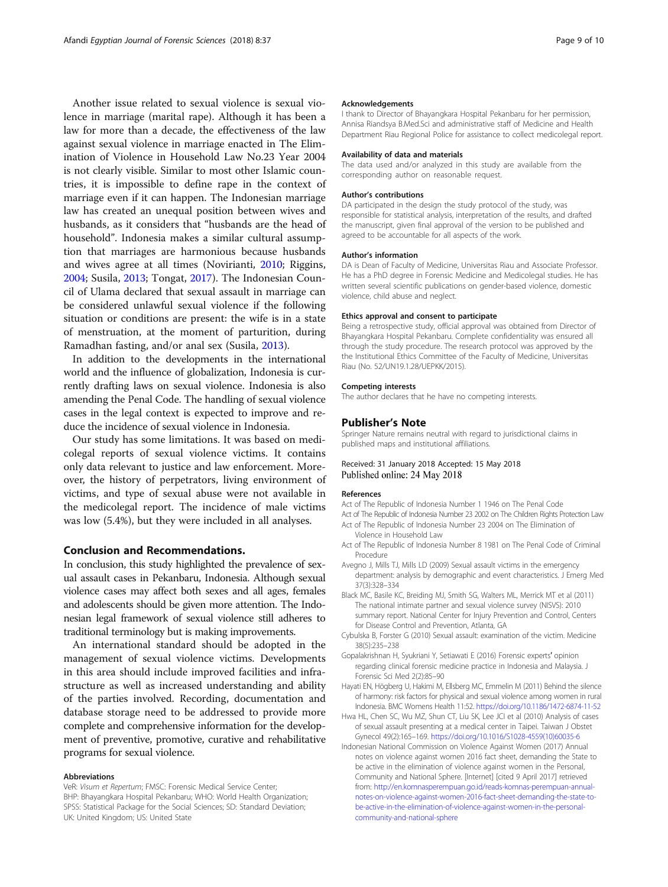Another issue related to sexual violence is sexual violence in marriage (marital rape). Although it has been a law for more than a decade, the effectiveness of the law against sexual violence in marriage enacted in The Elimination of Violence in Household Law No.23 Year 2004 is not clearly visible. Similar to most other Islamic countries, it is impossible to define rape in the context of marriage even if it can happen. The Indonesian marriage law has created an unequal position between wives and husbands, as it considers that "husbands are the head of household". Indonesia makes a similar cultural assumption that marriages are harmonious because husbands and wives agree at all times (Novirianti, 2010; Riggins, 2004; Susila, 2013; Tongat, 2017). The Indonesian Council of Ulama declared that sexual assault in marriage can be considered unlawful sexual violence if the following situation or conditions are present: the wife is in a state of menstruation, at the moment of parturition, during Ramadhan fasting, and/or anal sex (Susila, 2013).

In addition to the developments in the international world and the influence of globalization, Indonesia is currently drafting laws on sexual violence. Indonesia is also amending the Penal Code. The handling of sexual violence cases in the legal context is expected to improve and reduce the incidence of sexual violence in Indonesia.

Our study has some limitations. It was based on medicolegal reports of sexual violence victims. It contains only data relevant to justice and law enforcement. Moreover, the history of perpetrators, living environment of victims, and type of sexual abuse were not available in the medicolegal report. The incidence of male victims was low (5.4%), but they were included in all analyses.

## Conclusion and Recommendations.

In conclusion, this study highlighted the prevalence of sexual assault cases in Pekanbaru, Indonesia. Although sexual violence cases may affect both sexes and all ages, females and adolescents should be given more attention. The Indonesian legal framework of sexual violence still adheres to traditional terminology but is making improvements.

An international standard should be adopted in the management of sexual violence victims. Developments in this area should include improved facilities and infrastructure as well as increased understanding and ability of the parties involved. Recording, documentation and database storage need to be addressed to provide more complete and comprehensive information for the development of preventive, promotive, curative and rehabilitative programs for sexual violence.

#### Abbreviations

VeR: *Visum et Repertum*; FMSC: Forensic Medical Service Center; BHP: Bhayangkara Hospital Pekanbaru; WHO: World Health Organization; SPSS: Statistical Package for the Social Sciences; SD: Standard Deviation; UK: United Kingdom; US: United State

#### Acknowledgements

I thank to Director of Bhayangkara Hospital Pekanbaru for her permission, Annisa Riandsya B.Med.Sci and administrative staff of Medicine and Health Department Riau Regional Police for assistance to collect medicolegal report.

#### Availability of data and materials

The data used and/or analyzed in this study are available from the corresponding author on reasonable request.

#### Author's contributions

DA participated in the design the study protocol of the study, was responsible for statistical analysis, interpretation of the results, and drafted the manuscript, given final approval of the version to be published and agreed to be accountable for all aspects of the work.

#### Author's information

DA is Dean of Faculty of Medicine, Universitas Riau and Associate Professor. He has a PhD degree in Forensic Medicine and Medicolegal studies. He has written several scientific publications on gender-based violence, domestic violence, child abuse and neglect.

#### Ethics approval and consent to participate

Being a retrospective study, official approval was obtained from Director of Bhayangkara Hospital Pekanbaru. Complete confidentiality was ensured all through the study procedure. The research protocol was approved by the the Institutional Ethics Committee of the Faculty of Medicine, Universitas Riau (No. 52/UN19.1.28/UEPKK/2015).

#### Competing interests

The author declares that he have no competing interests.

### Publisher's Note

Springer Nature remains neutral with regard to jurisdictional claims in published maps and institutional affiliations.

Received: 31 January 2018 Accepted: 15 May 2018
Published online: 24 May 2018

#### References

Act of The Republic of Indonesia Number 1 1946 on The Penal Code

Act of The Republic of Indonesia Number 23 2002 on The Children Rights Protection Law

Act of The Republic of Indonesia Number 23 2004 on The Elimination of Violence in Household Law

Act of The Republic of Indonesia Number 8 1981 on The Penal Code of Criminal Procedure

Avegno J, Mills TJ, Mills LD (2009) Sexual assault victims in the emergency department: analysis by demographic and event characteristics. J Emerg Med 37(3):328–334

Black MC, Basile KC, Breiding MJ, Smith SG, Walters ML, Merrick MT et al (2011) The national intimate partner and sexual violence survey (NISVS): 2010 summary report. National Center for Injury Prevention and Control, Centers for Disease Control and Prevention, Atlanta, GA

Cybulska B, Forster G (2010) Sexual assault: examination of the victim. Medicine 38(5):235–238

Gopalakrishnan H, Syukriani Y, Setiawati E (2016) Forensic experts′ opinion regarding clinical forensic medicine practice in Indonesia and Malaysia. J Forensic Sci Med 2(2):85–90

Hayati EN, Högberg U, Hakimi M, Ellsberg MC, Emmelin M (2011) Behind the silence of harmony: risk factors for physical and sexual violence among women in rural Indonesia. BMC Womens Health 11:52. https://doi.org/10.1186/1472-6874-11-52

Hwa HL, Chen SC, Wu MZ, Shun CT, Liu SK, Lee JCI et al (2010) Analysis of cases of sexual assault presenting at a medical center in Taipei. Taiwan J Obstet Gynecol 49(2):165–169. https://doi.org/10.1016/S1028-4559(10)60035-6

Indonesian National Commission on Violence Against Women (2017) Annual notes on violence against women 2016 fact sheet, demanding the State to be active in the elimination of violence against women in the Personal, Community and National Sphere. [Internet] [cited 9 April 2017] retrieved from: http://en.komnasperempuan.go.id/reads-komnas-perempuan-annual-notes-on-violence-against-women-2016-fact-sheet-demanding-the-state-to-be-active-in-the-elimination-of-violence-against-women-in-the-personal-community-and-national-sphere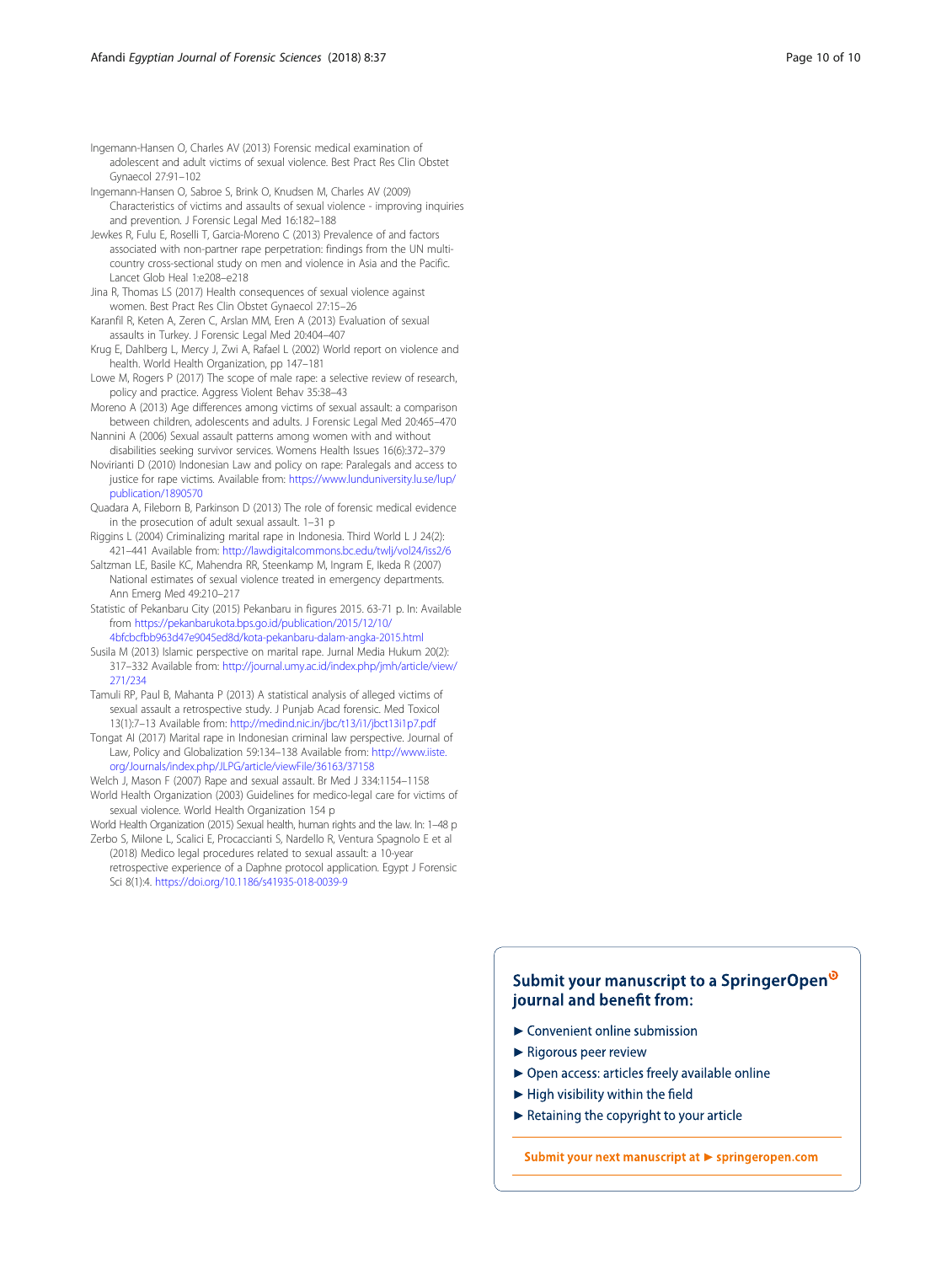Ingemann-Hansen O, Charles AV (2013) Forensic medical examination of adolescent and adult victims of sexual violence. Best Pract Res Clin Obstet Gynaecol 27:91–102

Ingemann-Hansen O, Sabroe S, Brink O, Knudsen M, Charles AV (2009) Characteristics of victims and assaults of sexual violence - improving inquiries and prevention. J Forensic Legal Med 16:182–188

Jewkes R, Fulu E, Roselli T, Garcia-Moreno C (2013) Prevalence of and factors associated with non-partner rape perpetration: findings from the UN multi-country cross-sectional study on men and violence in Asia and the Pacific. Lancet Glob Heal 1:e208–e218

Jina R, Thomas LS (2017) Health consequences of sexual violence against women. Best Pract Res Clin Obstet Gynaecol 27:15–26

Karanfil R, Keten A, Zeren C, Arslan MM, Eren A (2013) Evaluation of sexual assaults in Turkey. J Forensic Legal Med 20:404–407

Krug E, Dahlberg L, Mercy J, Zwi A, Rafael L (2002) World report on violence and health. World Health Organization, pp 147–181

Lowe M, Rogers P (2017) The scope of male rape: a selective review of research, policy and practice. Aggress Violent Behav 35:38–43

Moreno A (2013) Age differences among victims of sexual assault: a comparison between children, adolescents and adults. J Forensic Legal Med 20:465–470

Nannini A (2006) Sexual assault patterns among women with and without disabilities seeking survivor services. Womens Health Issues 16(6):372–379

Novirianti D (2010) Indonesian Law and policy on rape: Paralegals and access to justice for rape victims. Available from: https://www.lunduniversity.lu.se/lup/publication/1890570

Quadara A, Fileborn B, Parkinson D (2013) The role of forensic medical evidence in the prosecution of adult sexual assault. 1–31 p

Riggins L (2004) Criminalizing marital rape in Indonesia. Third World L J 24(2): 421–441 Available from: http://lawdigitalcommons.bc.edu/twlj/vol24/iss2/6

Saltzman LE, Basile KC, Mahendra RR, Steenkamp M, Ingram E, Ikeda R (2007) National estimates of sexual violence treated in emergency departments. Ann Emerg Med 49:210–217

Statistic of Pekanbaru City (2015) Pekanbaru in figures 2015. 63-71 p. In: Available from https://pekanbarukota.bps.go.id/publication/2015/12/10/4bfcbcfbb963d47e9045ed8d/kota-pekanbaru-dalam-angka-2015.html

Susila M (2013) Islamic perspective on marital rape. Jurnal Media Hukum 20(2): 317–332 Available from: http://journal.umy.ac.id/index.php/jmh/article/view/271/234

Tamuli RP, Paul B, Mahanta P (2013) A statistical analysis of alleged victims of sexual assault a retrospective study. J Punjab Acad forensic. Med Toxicol 13(1):7–13 Available from: http://medind.nic.in/jbc/t13/i1/jbct13i1p7.pdf

Tongat AI (2017) Marital rape in Indonesian criminal law perspective. Journal of Law, Policy and Globalization 59:134–138 Available from: http://www.iiste.org/Journals/index.php/JLPG/article/viewFile/36163/37158

Welch J, Mason F (2007) Rape and sexual assault. Br Med J 334:1154–1158

World Health Organization (2003) Guidelines for medico-legal care for victims of sexual violence. World Health Organization 154 p

World Health Organization (2015) Sexual health, human rights and the law. In: 1–48 p

Zerbo S, Milone L, Scalici E, Procaccianti S, Nardello R, Ventura Spagnolo E et al (2018) Medico legal procedures related to sexual assault: a 10-year retrospective experience of a Daphne protocol application. Egypt J Forensic Sci 8(1):4. https://doi.org/10.1186/s41935-018-0039-9

**Submit your manuscript to a SpringerOpen journal and benefit from:**

- ► Convenient online submission
- ► Rigorous peer review
- ► Open access: articles freely available online
- ► High visibility within the field
- ► Retaining the copyright to your article

**Submit your next manuscript at ► springeropen.com**